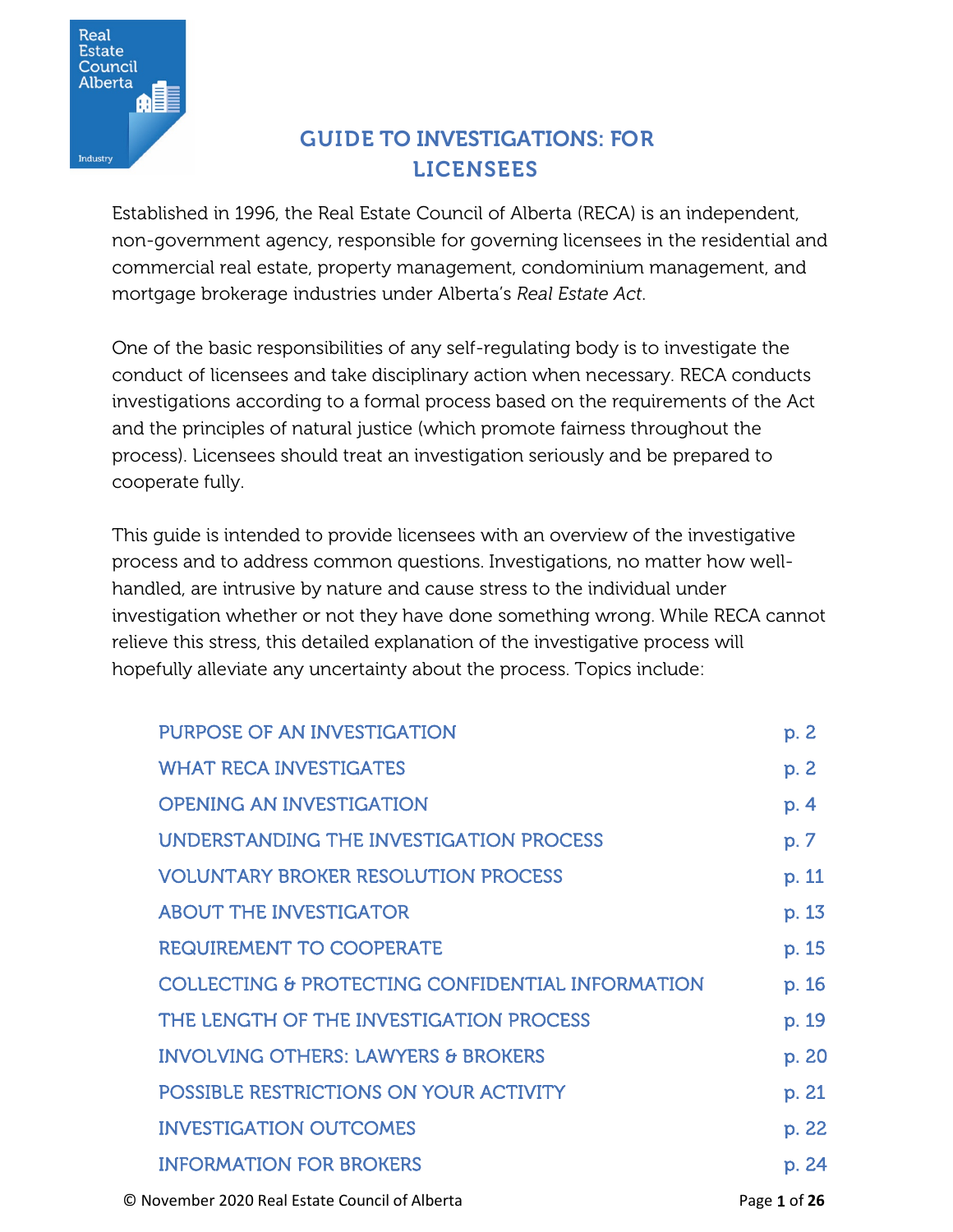# GUIDE TO INVESTIGATIONS: FOR LICENSEES

Established in 1996, the Real Estate Council of Alberta (RECA) is an independent, non-government agency, responsible for governing licensees in the residential and commercial real estate, property management, condominium management, and mortgage brokerage industries under Alberta's *Real Estate Act*.

One of the basic responsibilities of any self-regulating body is to investigate the conduct of licensees and take disciplinary action when necessary. RECA conducts investigations according to a formal process based on the requirements of the Act and the principles of natural justice (which promote fairness throughout the process). Licensees should treat an investigation seriously and be prepared to cooperate fully.

This guide is intended to provide licensees with an overview of the investigative process and to address common questions. Investigations, no matter how well-handled, are intrusive by nature and cause stress to the individual under investigation whether or not they have done something wrong. While RECA cannot relieve this stress, this detailed explanation of the investigative process will hopefully alleviate any uncertainty about the process. Topics include:

| | |
|---|---|
| PURPOSE OF AN INVESTIGATION | p. 2 |
| WHAT RECA INVESTIGATES | p. 2 |
| OPENING AN INVESTIGATION | p. 4 |
| UNDERSTANDING THE INVESTIGATION PROCESS | p. 7 |
| VOLUNTARY BROKER RESOLUTION PROCESS | p. 11 |
| ABOUT THE INVESTIGATOR | p. 13 |
| REQUIREMENT TO COOPERATE | p. 15 |
| COLLECTING & PROTECTING CONFIDENTIAL INFORMATION | p. 16 |
| THE LENGTH OF THE INVESTIGATION PROCESS | p. 19 |
| INVOLVING OTHERS: LAWYERS & BROKERS | p. 20 |
| POSSIBLE RESTRICTIONS ON YOUR ACTIVITY | p. 21 |
| INVESTIGATION OUTCOMES | p. 22 |
| INFORMATION FOR BROKERS | p. 24 |

© November 2020 Real Estate Council of Alberta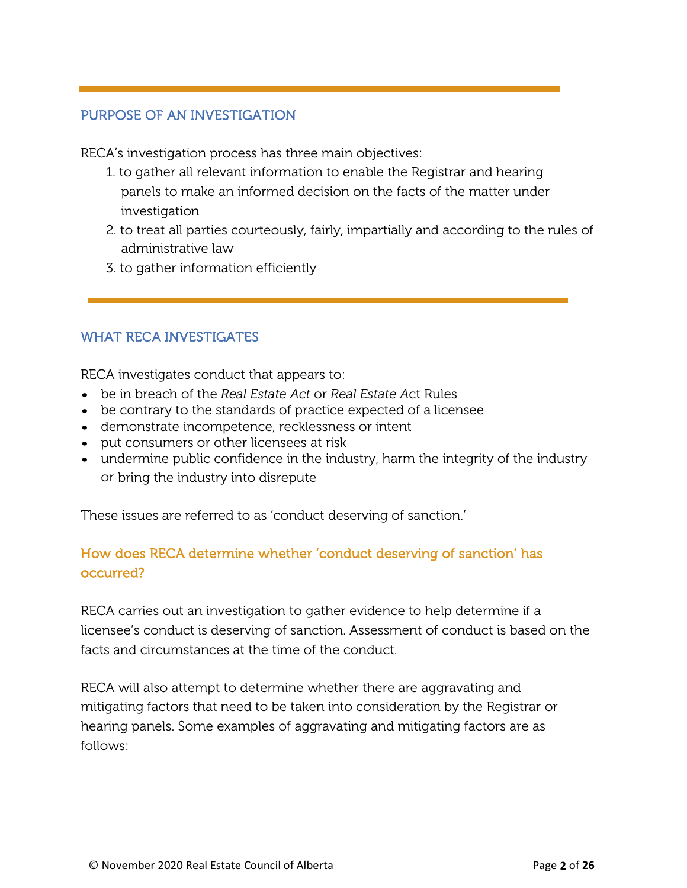## PURPOSE OF AN INVESTIGATION

RECA's investigation process has three main objectives:

1. to gather all relevant information to enable the Registrar and hearing panels to make an informed decision on the facts of the matter under investigation
2. to treat all parties courteously, fairly, impartially and according to the rules of administrative law
3. to gather information efficiently

## WHAT RECA INVESTIGATES

RECA investigates conduct that appears to:

- be in breach of the *Real Estate Act* or *Real Estate A*ct Rules
- be contrary to the standards of practice expected of a licensee
- demonstrate incompetence, recklessness or intent
- put consumers or other licensees at risk
- undermine public confidence in the industry, harm the integrity of the industry or bring the industry into disrepute

These issues are referred to as 'conduct deserving of sanction.'

### How does RECA determine whether 'conduct deserving of sanction' has occurred?

RECA carries out an investigation to gather evidence to help determine if a licensee's conduct is deserving of sanction. Assessment of conduct is based on the facts and circumstances at the time of the conduct.

RECA will also attempt to determine whether there are aggravating and mitigating factors that need to be taken into consideration by the Registrar or hearing panels. Some examples of aggravating and mitigating factors are as follows: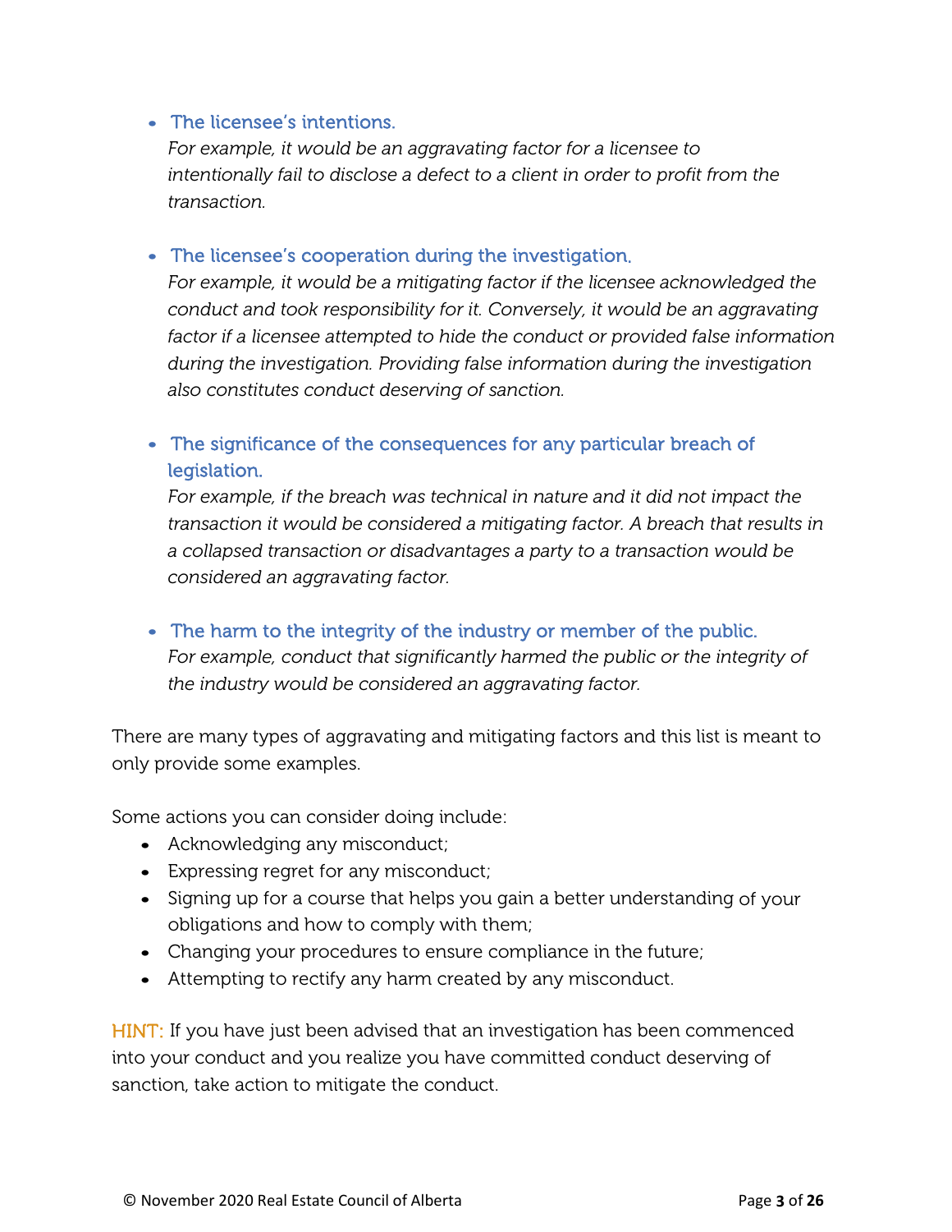- **The licensee's intentions.**
  *For example, it would be an aggravating factor for a licensee to intentionally fail to disclose a defect to a client in order to profit from the transaction.*

- **The licensee's cooperation during the investigation.**
  *For example, it would be a mitigating factor if the licensee acknowledged the conduct and took responsibility for it. Conversely, it would be an aggravating factor if a licensee attempted to hide the conduct or provided false information during the investigation. Providing false information during the investigation also constitutes conduct deserving of sanction.*

- **The significance of the consequences for any particular breach of legislation.**
  *For example, if the breach was technical in nature and it did not impact the transaction it would be considered a mitigating factor. A breach that results in a collapsed transaction or disadvantages a party to a transaction would be considered an aggravating factor.*

- **The harm to the integrity of the industry or member of the public.**
  *For example, conduct that significantly harmed the public or the integrity of the industry would be considered an aggravating factor.*

There are many types of aggravating and mitigating factors and this list is meant to only provide some examples.

Some actions you can consider doing include:

- Acknowledging any misconduct;
- Expressing regret for any misconduct;
- Signing up for a course that helps you gain a better understanding of your obligations and how to comply with them;
- Changing your procedures to ensure compliance in the future;
- Attempting to rectify any harm created by any misconduct.

HINT: If you have just been advised that an investigation has been commenced into your conduct and you realize you have committed conduct deserving of sanction, take action to mitigate the conduct.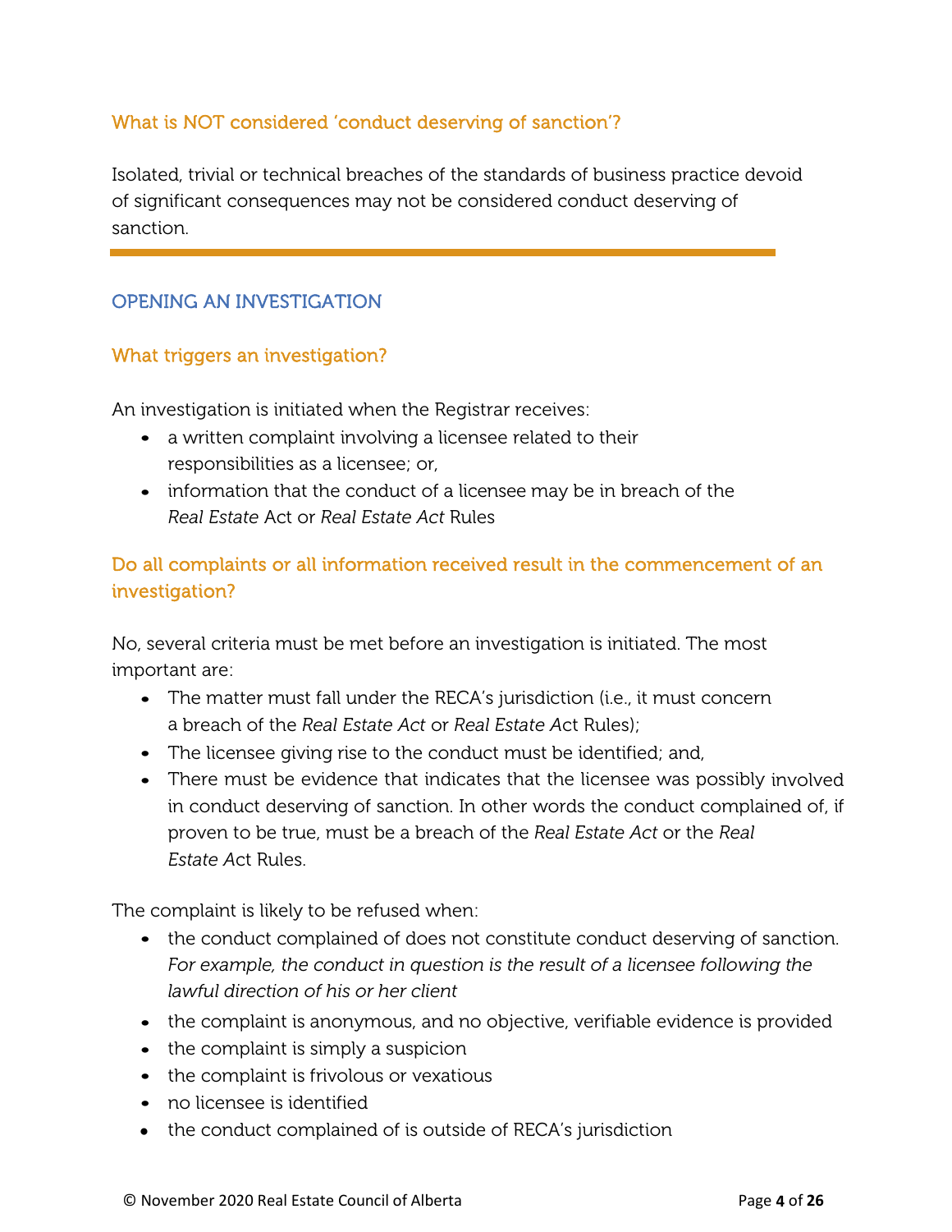### What is NOT considered 'conduct deserving of sanction'?

Isolated, trivial or technical breaches of the standards of business practice devoid of significant consequences may not be considered conduct deserving of sanction.

---

## OPENING AN INVESTIGATION

### What triggers an investigation?

An investigation is initiated when the Registrar receives:

- a written complaint involving a licensee related to their responsibilities as a licensee; or,
- information that the conduct of a licensee may be in breach of the *Real Estate* Act or *Real Estate Act* Rules

### Do all complaints or all information received result in the commencement of an investigation?

No, several criteria must be met before an investigation is initiated. The most important are:

- The matter must fall under the RECA's jurisdiction (i.e., it must concern a breach of the *Real Estate Act* or *Real Estate A*ct Rules);
- The licensee giving rise to the conduct must be identified; and,
- There must be evidence that indicates that the licensee was possibly involved in conduct deserving of sanction. In other words the conduct complained of, if proven to be true, must be a breach of the *Real Estate Act* or the *Real Estate A*ct Rules.

The complaint is likely to be refused when:

- the conduct complained of does not constitute conduct deserving of sanction. *For example, the conduct in question is the result of a licensee following the lawful direction of his or her client*
- the complaint is anonymous, and no objective, verifiable evidence is provided
- the complaint is simply a suspicion
- the complaint is frivolous or vexatious
- no licensee is identified
- the conduct complained of is outside of RECA's jurisdiction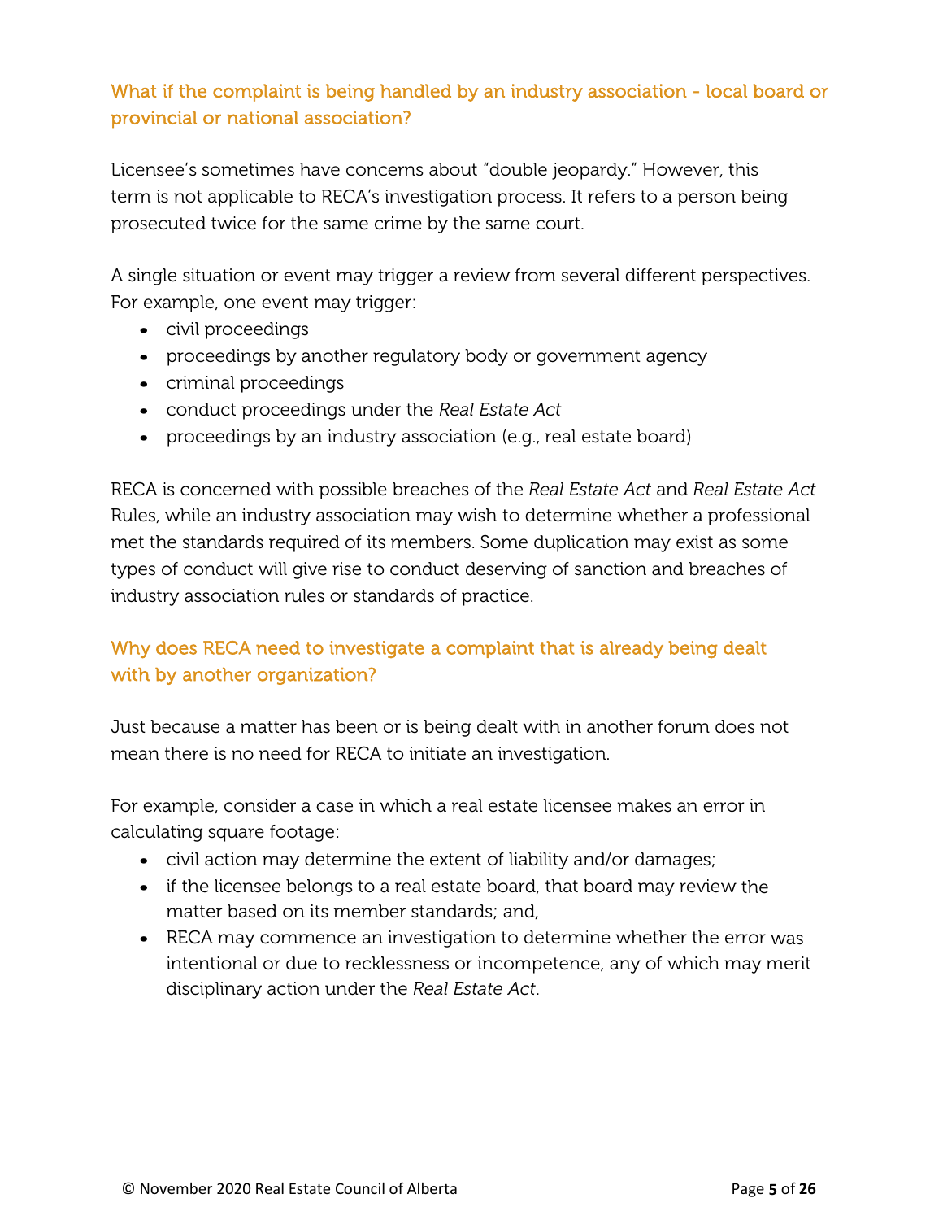### What if the complaint is being handled by an industry association - local board or provincial or national association?

Licensee's sometimes have concerns about "double jeopardy." However, this term is not applicable to RECA's investigation process. It refers to a person being prosecuted twice for the same crime by the same court.

A single situation or event may trigger a review from several different perspectives. For example, one event may trigger:

- civil proceedings
- proceedings by another regulatory body or government agency
- criminal proceedings
- conduct proceedings under the *Real Estate Act*
- proceedings by an industry association (e.g., real estate board)

RECA is concerned with possible breaches of the *Real Estate Act* and *Real Estate Act* Rules, while an industry association may wish to determine whether a professional met the standards required of its members. Some duplication may exist as some types of conduct will give rise to conduct deserving of sanction and breaches of industry association rules or standards of practice.

### Why does RECA need to investigate a complaint that is already being dealt with by another organization?

Just because a matter has been or is being dealt with in another forum does not mean there is no need for RECA to initiate an investigation.

For example, consider a case in which a real estate licensee makes an error in calculating square footage:

- civil action may determine the extent of liability and/or damages;
- if the licensee belongs to a real estate board, that board may review the matter based on its member standards; and,
- RECA may commence an investigation to determine whether the error was intentional or due to recklessness or incompetence, any of which may merit disciplinary action under the *Real Estate Act*.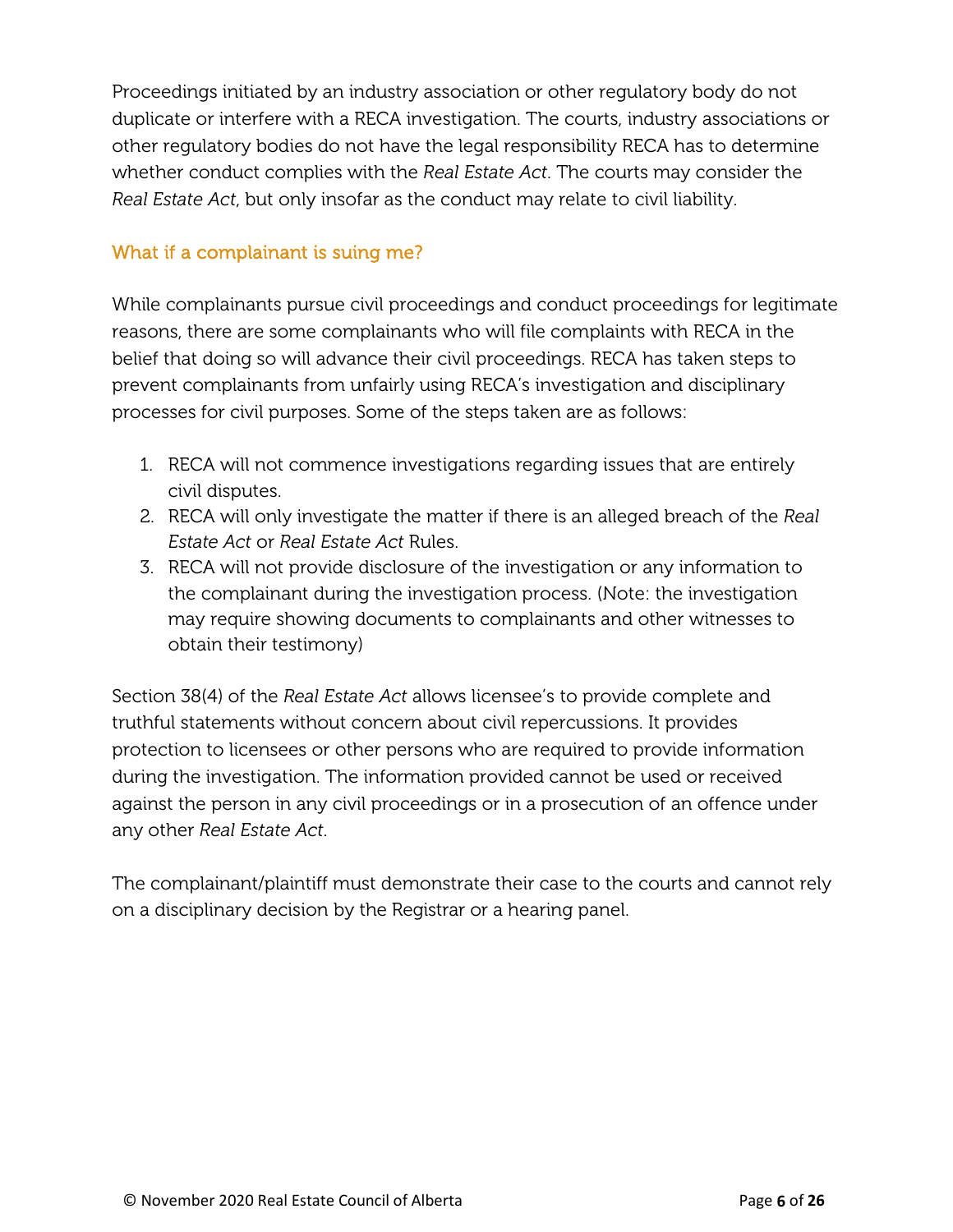Proceedings initiated by an industry association or other regulatory body do not duplicate or interfere with a RECA investigation. The courts, industry associations or other regulatory bodies do not have the legal responsibility RECA has to determine whether conduct complies with the *Real Estate Act*. The courts may consider the *Real Estate Act*, but only insofar as the conduct may relate to civil liability.

### What if a complainant is suing me?

While complainants pursue civil proceedings and conduct proceedings for legitimate reasons, there are some complainants who will file complaints with RECA in the belief that doing so will advance their civil proceedings. RECA has taken steps to prevent complainants from unfairly using RECA's investigation and disciplinary processes for civil purposes. Some of the steps taken are as follows:

1. RECA will not commence investigations regarding issues that are entirely civil disputes.
2. RECA will only investigate the matter if there is an alleged breach of the *Real Estate Act* or *Real Estate Act* Rules.
3. RECA will not provide disclosure of the investigation or any information to the complainant during the investigation process. (Note: the investigation may require showing documents to complainants and other witnesses to obtain their testimony)

Section 38(4) of the *Real Estate Act* allows licensee's to provide complete and truthful statements without concern about civil repercussions. It provides protection to licensees or other persons who are required to provide information during the investigation. The information provided cannot be used or received against the person in any civil proceedings or in a prosecution of an offence under any other *Real Estate Act*.

The complainant/plaintiff must demonstrate their case to the courts and cannot rely on a disciplinary decision by the Registrar or a hearing panel.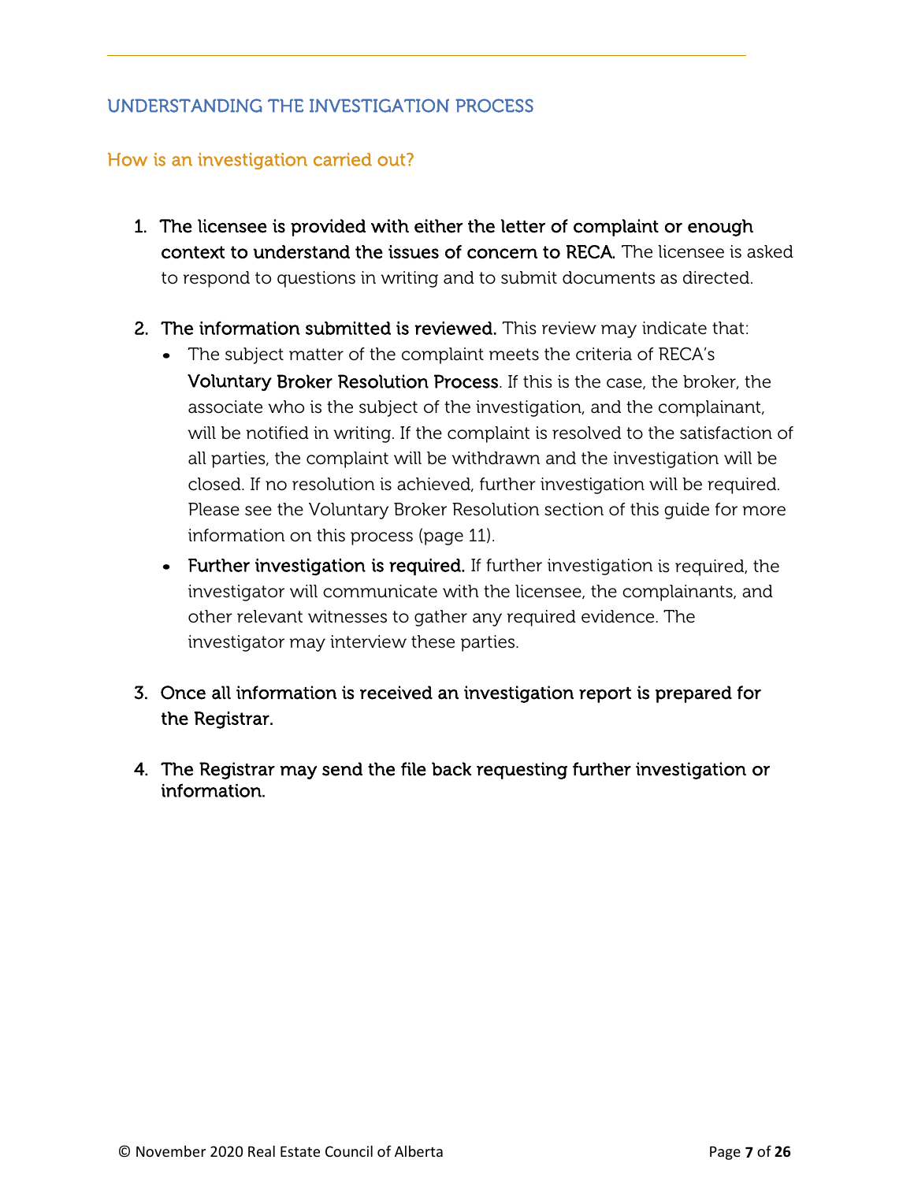## UNDERSTANDING THE INVESTIGATION PROCESS

### How is an investigation carried out?

1. **The licensee is provided with either the letter of complaint or enough context to understand the issues of concern to RECA.** The licensee is asked to respond to questions in writing and to submit documents as directed.

2. **The information submitted is reviewed.** This review may indicate that:
   - The subject matter of the complaint meets the criteria of RECA's **Voluntary Broker Resolution Process**. If this is the case, the broker, the associate who is the subject of the investigation, and the complainant, will be notified in writing. If the complaint is resolved to the satisfaction of all parties, the complaint will be withdrawn and the investigation will be closed. If no resolution is achieved, further investigation will be required. Please see the Voluntary Broker Resolution section of this guide for more information on this process (page 11).
   - **Further investigation is required.** If further investigation is required, the investigator will communicate with the licensee, the complainants, and other relevant witnesses to gather any required evidence. The investigator may interview these parties.

3. **Once all information is received an investigation report is prepared for the Registrar.**

4. **The Registrar may send the file back requesting further investigation or information.**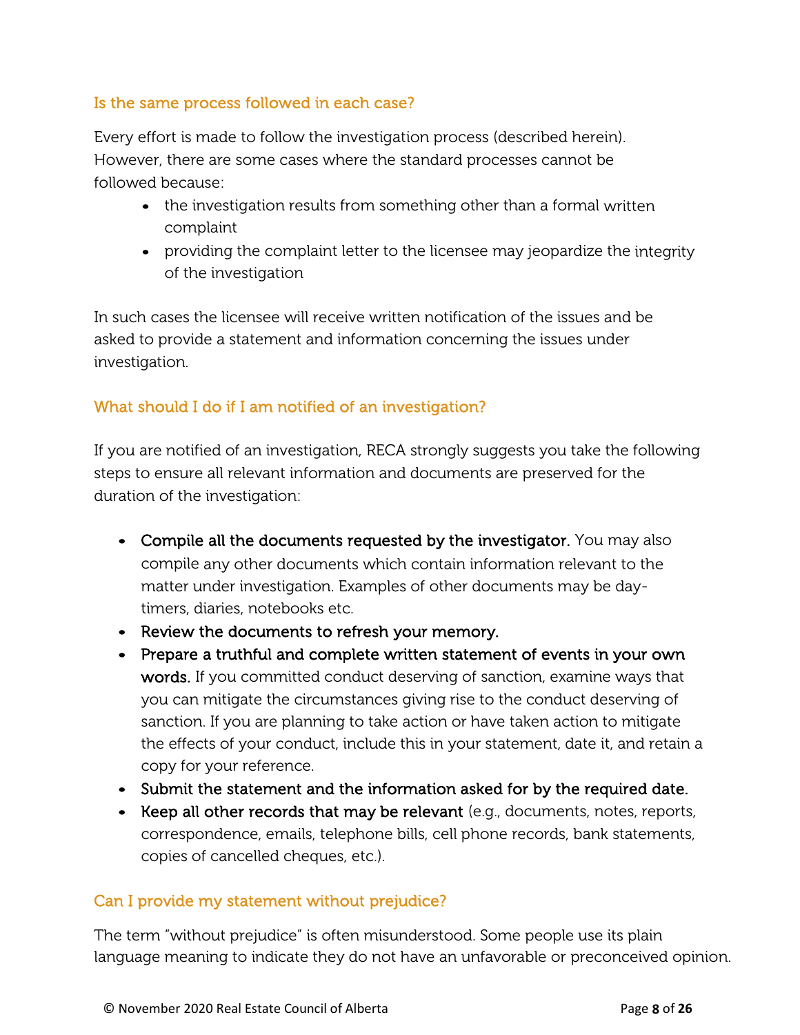### Is the same process followed in each case?

Every effort is made to follow the investigation process (described herein). However, there are some cases where the standard processes cannot be followed because:

- the investigation results from something other than a formal written complaint
- providing the complaint letter to the licensee may jeopardize the integrity of the investigation

In such cases the licensee will receive written notification of the issues and be asked to provide a statement and information concerning the issues under investigation.

### What should I do if I am notified of an investigation?

If you are notified of an investigation, RECA strongly suggests you take the following steps to ensure all relevant information and documents are preserved for the duration of the investigation:

- **Compile all the documents requested by the investigator.** You may also compile any other documents which contain information relevant to the matter under investigation. Examples of other documents may be day-timers, diaries, notebooks etc.
- **Review the documents to refresh your memory.**
- **Prepare a truthful and complete written statement of events in your own words.** If you committed conduct deserving of sanction, examine ways that you can mitigate the circumstances giving rise to the conduct deserving of sanction. If you are planning to take action or have taken action to mitigate the effects of your conduct, include this in your statement, date it, and retain a copy for your reference.
- **Submit the statement and the information asked for by the required date.**
- **Keep all other records that may be relevant** (e.g., documents, notes, reports, correspondence, emails, telephone bills, cell phone records, bank statements, copies of cancelled cheques, etc.).

### Can I provide my statement without prejudice?

The term "without prejudice" is often misunderstood. Some people use its plain language meaning to indicate they do not have an unfavorable or preconceived opinion.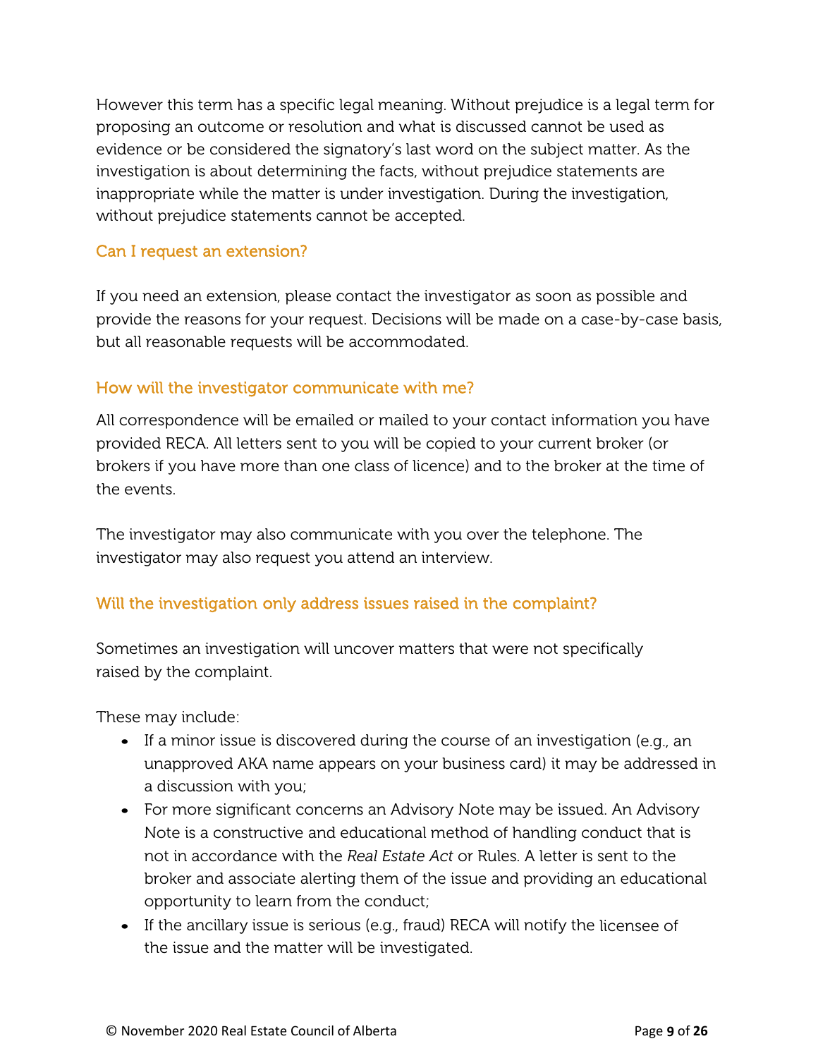However this term has a specific legal meaning. Without prejudice is a legal term for proposing an outcome or resolution and what is discussed cannot be used as evidence or be considered the signatory's last word on the subject matter. As the investigation is about determining the facts, without prejudice statements are inappropriate while the matter is under investigation. During the investigation, without prejudice statements cannot be accepted.

### Can I request an extension?

If you need an extension, please contact the investigator as soon as possible and provide the reasons for your request. Decisions will be made on a case-by-case basis, but all reasonable requests will be accommodated.

### How will the investigator communicate with me?

All correspondence will be emailed or mailed to your contact information you have provided RECA. All letters sent to you will be copied to your current broker (or brokers if you have more than one class of licence) and to the broker at the time of the events.

The investigator may also communicate with you over the telephone. The investigator may also request you attend an interview.

### Will the investigation only address issues raised in the complaint?

Sometimes an investigation will uncover matters that were not specifically raised by the complaint.

These may include:

- If a minor issue is discovered during the course of an investigation (e.g., an unapproved AKA name appears on your business card) it may be addressed in a discussion with you;
- For more significant concerns an Advisory Note may be issued. An Advisory Note is a constructive and educational method of handling conduct that is not in accordance with the *Real Estate Act* or Rules. A letter is sent to the broker and associate alerting them of the issue and providing an educational opportunity to learn from the conduct;
- If the ancillary issue is serious (e.g., fraud) RECA will notify the licensee of the issue and the matter will be investigated.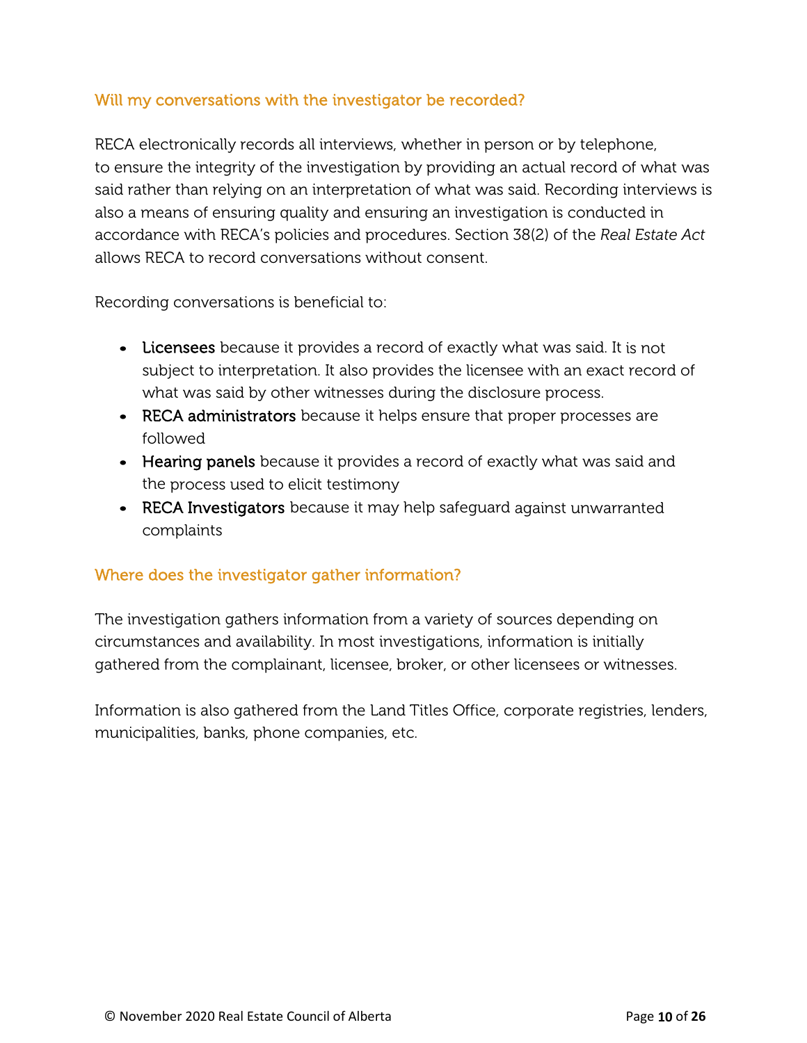## Will my conversations with the investigator be recorded?

RECA electronically records all interviews, whether in person or by telephone, to ensure the integrity of the investigation by providing an actual record of what was said rather than relying on an interpretation of what was said. Recording interviews is also a means of ensuring quality and ensuring an investigation is conducted in accordance with RECA's policies and procedures. Section 38(2) of the *Real Estate Act* allows RECA to record conversations without consent.

Recording conversations is beneficial to:

- **Licensees** because it provides a record of exactly what was said. It is not subject to interpretation. It also provides the licensee with an exact record of what was said by other witnesses during the disclosure process.
- **RECA administrators** because it helps ensure that proper processes are followed
- **Hearing panels** because it provides a record of exactly what was said and the process used to elicit testimony
- **RECA Investigators** because it may help safeguard against unwarranted complaints

## Where does the investigator gather information?

The investigation gathers information from a variety of sources depending on circumstances and availability. In most investigations, information is initially gathered from the complainant, licensee, broker, or other licensees or witnesses.

Information is also gathered from the Land Titles Office, corporate registries, lenders, municipalities, banks, phone companies, etc.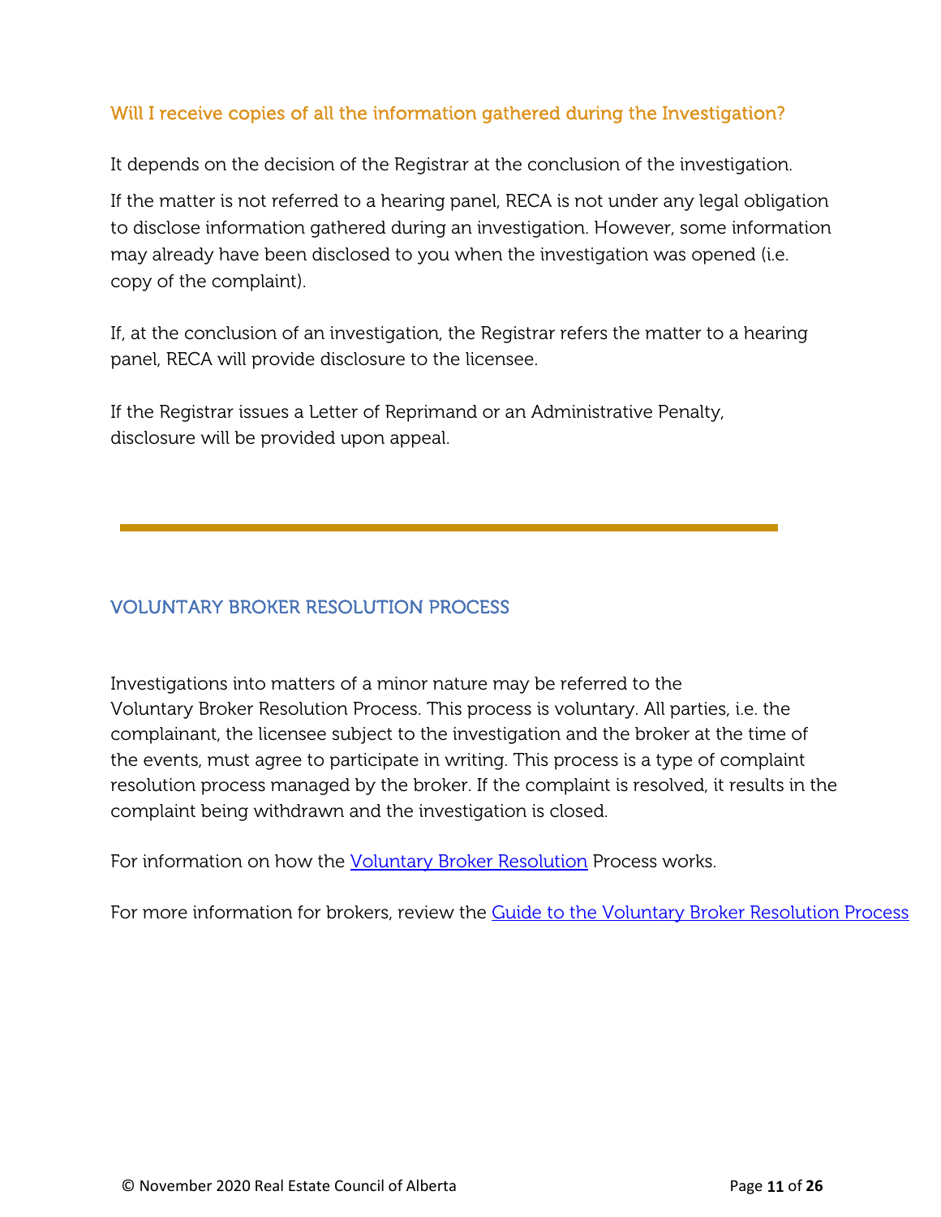### Will I receive copies of all the information gathered during the Investigation?

It depends on the decision of the Registrar at the conclusion of the investigation.

If the matter is not referred to a hearing panel, RECA is not under any legal obligation to disclose information gathered during an investigation. However, some information may already have been disclosed to you when the investigation was opened (i.e. copy of the complaint).

If, at the conclusion of an investigation, the Registrar refers the matter to a hearing panel, RECA will provide disclosure to the licensee.

If the Registrar issues a Letter of Reprimand or an Administrative Penalty, disclosure will be provided upon appeal.

---

## VOLUNTARY BROKER RESOLUTION PROCESS

Investigations into matters of a minor nature may be referred to the Voluntary Broker Resolution Process. This process is voluntary. All parties, i.e. the complainant, the licensee subject to the investigation and the broker at the time of the events, must agree to participate in writing. This process is a type of complaint resolution process managed by the broker. If the complaint is resolved, it results in the complaint being withdrawn and the investigation is closed.

For information on how the Voluntary Broker Resolution Process works.

For more information for brokers, review the Guide to the Voluntary Broker Resolution Process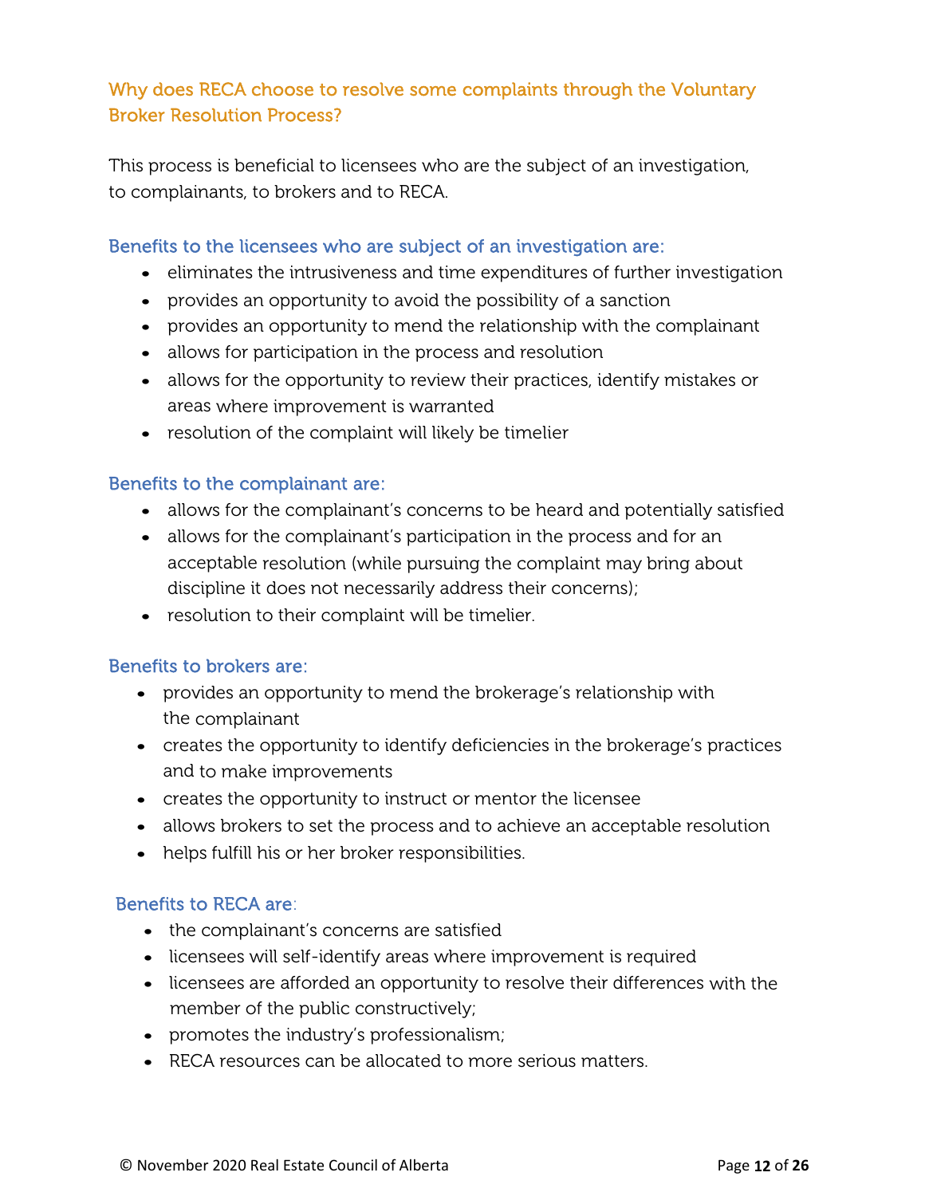## Why does RECA choose to resolve some complaints through the Voluntary Broker Resolution Process?

This process is beneficial to licensees who are the subject of an investigation, to complainants, to brokers and to RECA.

### Benefits to the licensees who are subject of an investigation are:

- eliminates the intrusiveness and time expenditures of further investigation
- provides an opportunity to avoid the possibility of a sanction
- provides an opportunity to mend the relationship with the complainant
- allows for participation in the process and resolution
- allows for the opportunity to review their practices, identify mistakes or areas where improvement is warranted
- resolution of the complaint will likely be timelier

### Benefits to the complainant are:

- allows for the complainant's concerns to be heard and potentially satisfied
- allows for the complainant's participation in the process and for an acceptable resolution (while pursuing the complaint may bring about discipline it does not necessarily address their concerns);
- resolution to their complaint will be timelier.

### Benefits to brokers are:

- provides an opportunity to mend the brokerage's relationship with the complainant
- creates the opportunity to identify deficiencies in the brokerage's practices and to make improvements
- creates the opportunity to instruct or mentor the licensee
- allows brokers to set the process and to achieve an acceptable resolution
- helps fulfill his or her broker responsibilities.

### Benefits to RECA are:

- the complainant's concerns are satisfied
- licensees will self-identify areas where improvement is required
- licensees are afforded an opportunity to resolve their differences with the member of the public constructively;
- promotes the industry's professionalism;
- RECA resources can be allocated to more serious matters.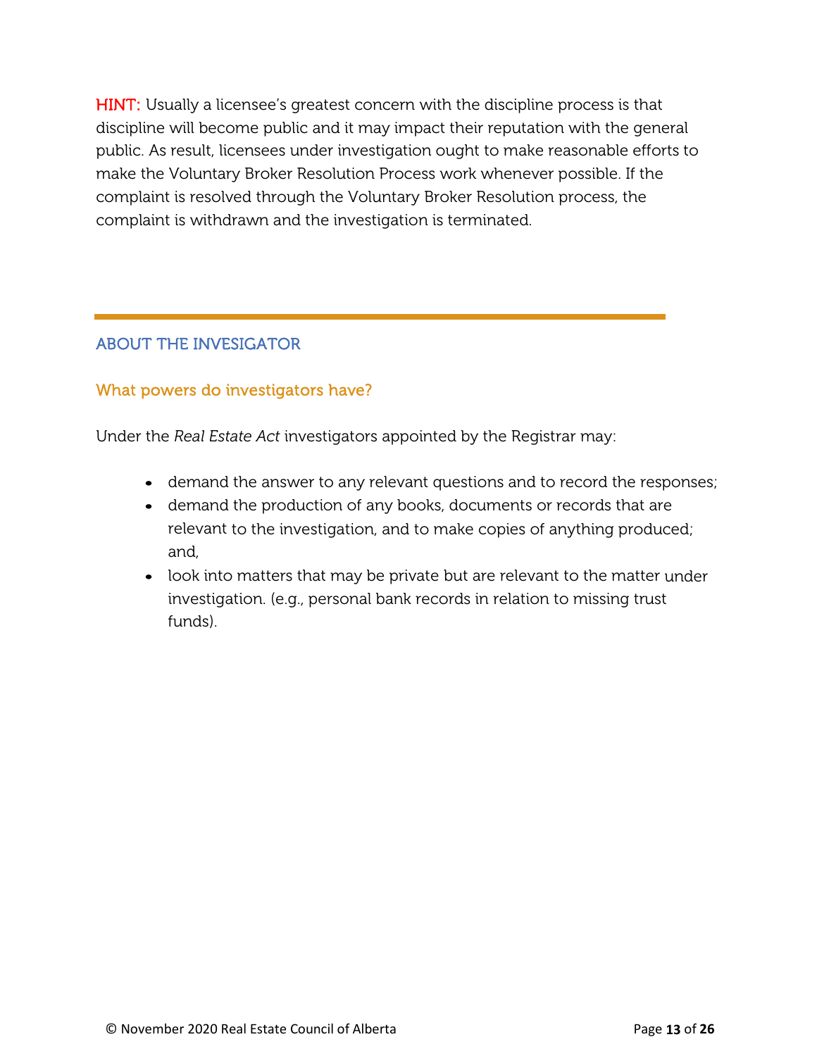**HINT:** Usually a licensee's greatest concern with the discipline process is that discipline will become public and it may impact their reputation with the general public. As result, licensees under investigation ought to make reasonable efforts to make the Voluntary Broker Resolution Process work whenever possible. If the complaint is resolved through the Voluntary Broker Resolution process, the complaint is withdrawn and the investigation is terminated.

---

## ABOUT THE INVESIGATOR

### What powers do investigators have?

Under the *Real Estate Act* investigators appointed by the Registrar may:

- demand the answer to any relevant questions and to record the responses;
- demand the production of any books, documents or records that are relevant to the investigation, and to make copies of anything produced; and,
- look into matters that may be private but are relevant to the matter under investigation. (e.g., personal bank records in relation to missing trust funds).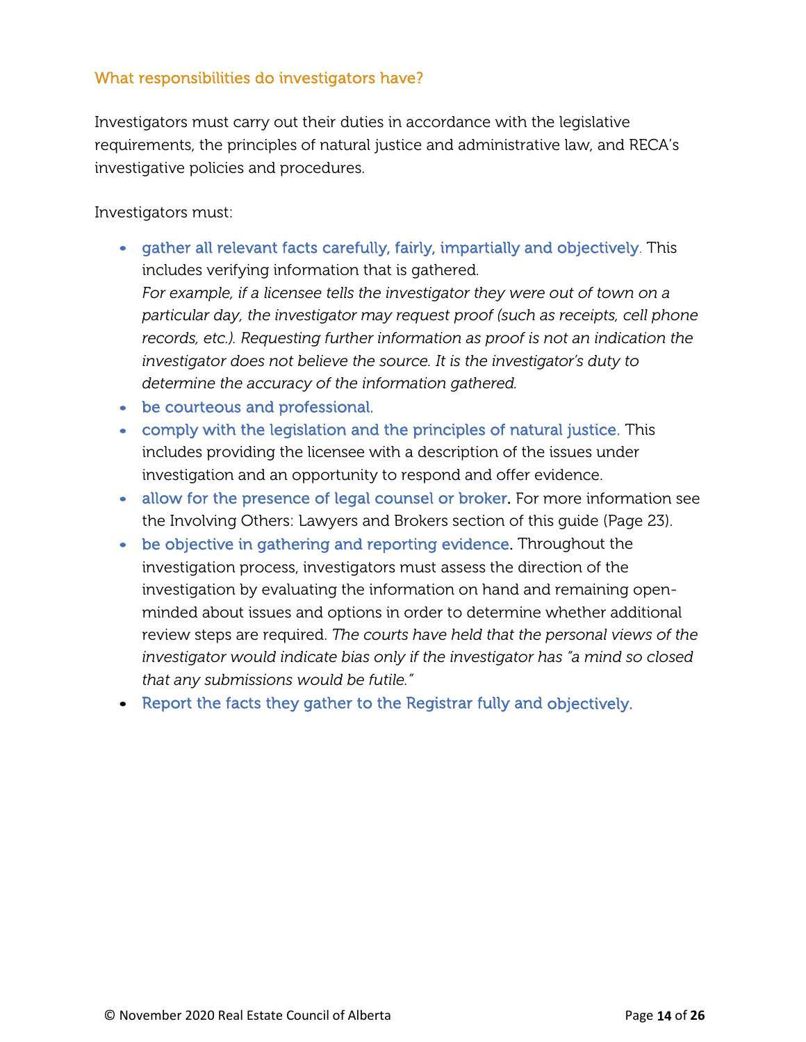## What responsibilities do investigators have?

Investigators must carry out their duties in accordance with the legislative requirements, the principles of natural justice and administrative law, and RECA's investigative policies and procedures.

Investigators must:

- gather all relevant facts carefully, fairly, impartially and objectively. This includes verifying information that is gathered.
  *For example, if a licensee tells the investigator they were out of town on a particular day, the investigator may request proof (such as receipts, cell phone records, etc.). Requesting further information as proof is not an indication the investigator does not believe the source. It is the investigator's duty to determine the accuracy of the information gathered.*
- be courteous and professional.
- comply with the legislation and the principles of natural justice. This includes providing the licensee with a description of the issues under investigation and an opportunity to respond and offer evidence.
- allow for the presence of legal counsel or broker. For more information see the Involving Others: Lawyers and Brokers section of this guide (Page 23).
- be objective in gathering and reporting evidence. Throughout the investigation process, investigators must assess the direction of the investigation by evaluating the information on hand and remaining open-minded about issues and options in order to determine whether additional review steps are required. *The courts have held that the personal views of the investigator would indicate bias only if the investigator has "a mind so closed that any submissions would be futile."*
- Report the facts they gather to the Registrar fully and objectively.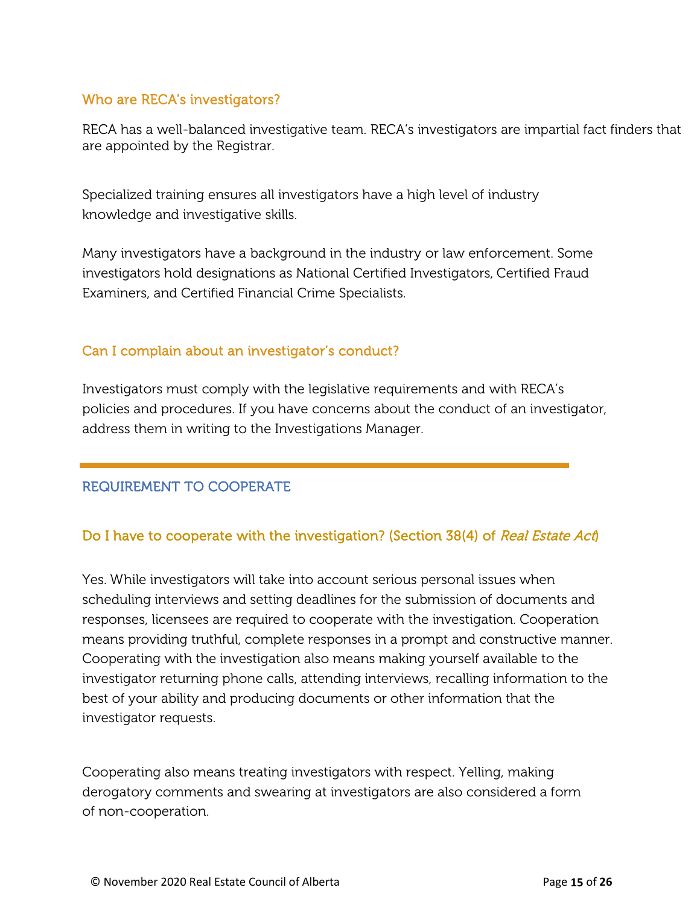### Who are RECA's investigators?

RECA has a well-balanced investigative team. RECA's investigators are impartial fact finders that are appointed by the Registrar.

Specialized training ensures all investigators have a high level of industry knowledge and investigative skills.

Many investigators have a background in the industry or law enforcement. Some investigators hold designations as National Certified Investigators, Certified Fraud Examiners, and Certified Financial Crime Specialists.

### Can I complain about an investigator's conduct?

Investigators must comply with the legislative requirements and with RECA's policies and procedures. If you have concerns about the conduct of an investigator, address them in writing to the Investigations Manager.

---

## REQUIREMENT TO COOPERATE

### Do I have to cooperate with the investigation? (Section 38(4) of *Real Estate Act*)

Yes. While investigators will take into account serious personal issues when scheduling interviews and setting deadlines for the submission of documents and responses, licensees are required to cooperate with the investigation. Cooperation means providing truthful, complete responses in a prompt and constructive manner. Cooperating with the investigation also means making yourself available to the investigator returning phone calls, attending interviews, recalling information to the best of your ability and producing documents or other information that the investigator requests.

Cooperating also means treating investigators with respect. Yelling, making derogatory comments and swearing at investigators are also considered a form of non-cooperation.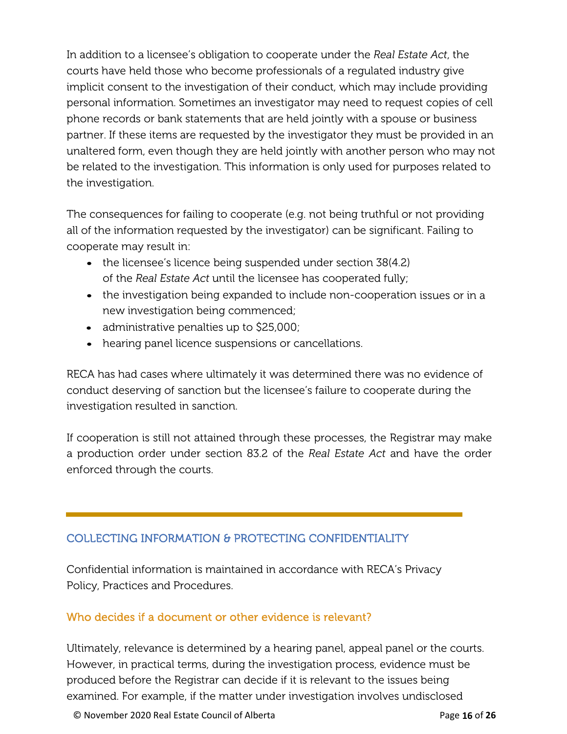In addition to a licensee's obligation to cooperate under the *Real Estate Act*, the courts have held those who become professionals of a regulated industry give implicit consent to the investigation of their conduct, which may include providing personal information. Sometimes an investigator may need to request copies of cell phone records or bank statements that are held jointly with a spouse or business partner. If these items are requested by the investigator they must be provided in an unaltered form, even though they are held jointly with another person who may not be related to the investigation. This information is only used for purposes related to the investigation.

The consequences for failing to cooperate (e.g. not being truthful or not providing all of the information requested by the investigator) can be significant. Failing to cooperate may result in:

- the licensee's licence being suspended under section 38(4.2) of the *Real Estate Act* until the licensee has cooperated fully;
- the investigation being expanded to include non-cooperation issues or in a new investigation being commenced;
- administrative penalties up to $25,000;
- hearing panel licence suspensions or cancellations.

RECA has had cases where ultimately it was determined there was no evidence of conduct deserving of sanction but the licensee's failure to cooperate during the investigation resulted in sanction.

If cooperation is still not attained through these processes, the Registrar may make a production order under section 83.2 of the *Real Estate Act* and have the order enforced through the courts.

## COLLECTING INFORMATION & PROTECTING CONFIDENTIALITY

Confidential information is maintained in accordance with RECA's Privacy Policy, Practices and Procedures.

### Who decides if a document or other evidence is relevant?

Ultimately, relevance is determined by a hearing panel, appeal panel or the courts. However, in practical terms, during the investigation process, evidence must be produced before the Registrar can decide if it is relevant to the issues being examined. For example, if the matter under investigation involves undisclosed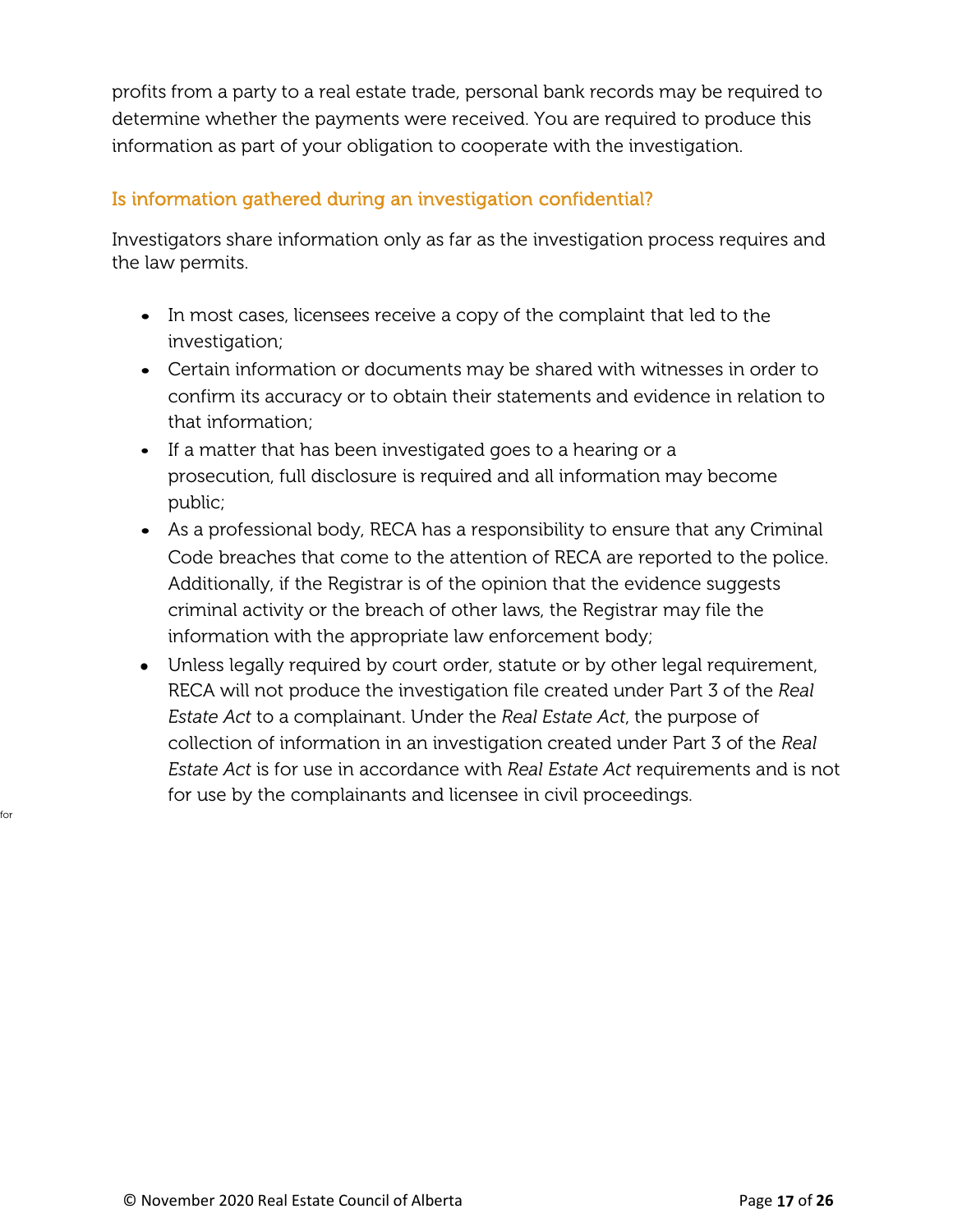profits from a party to a real estate trade, personal bank records may be required to determine whether the payments were received. You are required to produce this information as part of your obligation to cooperate with the investigation.

### Is information gathered during an investigation confidential?

Investigators share information only as far as the investigation process requires and the law permits.

- In most cases, licensees receive a copy of the complaint that led to the investigation;
- Certain information or documents may be shared with witnesses in order to confirm its accuracy or to obtain their statements and evidence in relation to that information;
- If a matter that has been investigated goes to a hearing or a prosecution, full disclosure is required and all information may become public;
- As a professional body, RECA has a responsibility to ensure that any Criminal Code breaches that come to the attention of RECA are reported to the police. Additionally, if the Registrar is of the opinion that the evidence suggests criminal activity or the breach of other laws, the Registrar may file the information with the appropriate law enforcement body;
- Unless legally required by court order, statute or by other legal requirement, RECA will not produce the investigation file created under Part 3 of the *Real Estate Act* to a complainant. Under the *Real Estate Act*, the purpose of collection of information in an investigation created under Part 3 of the *Real Estate Act* is for use in accordance with *Real Estate Act* requirements and is not for use by the complainants and licensee in civil proceedings.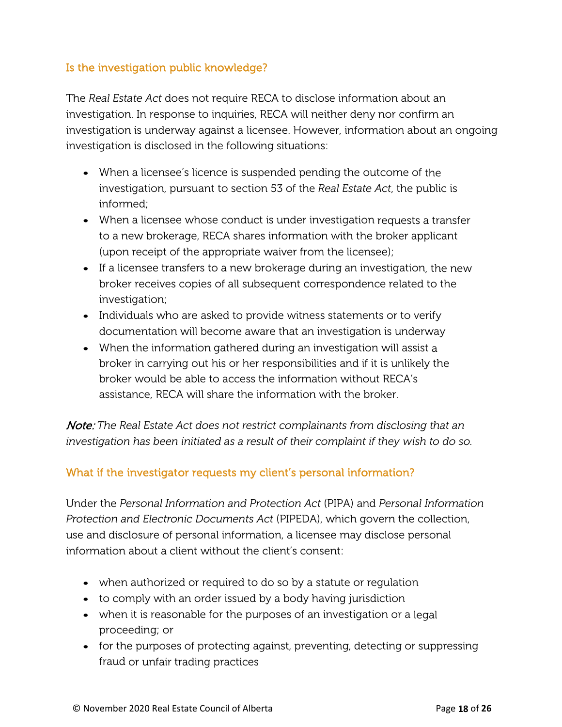### Is the investigation public knowledge?

The *Real Estate Act* does not require RECA to disclose information about an investigation. In response to inquiries, RECA will neither deny nor confirm an investigation is underway against a licensee. However, information about an ongoing investigation is disclosed in the following situations:

- When a licensee's licence is suspended pending the outcome of the investigation, pursuant to section 53 of the *Real Estate Act*, the public is informed;
- When a licensee whose conduct is under investigation requests a transfer to a new brokerage, RECA shares information with the broker applicant (upon receipt of the appropriate waiver from the licensee);
- If a licensee transfers to a new brokerage during an investigation, the new broker receives copies of all subsequent correspondence related to the investigation;
- Individuals who are asked to provide witness statements or to verify documentation will become aware that an investigation is underway
- When the information gathered during an investigation will assist a broker in carrying out his or her responsibilities and if it is unlikely the broker would be able to access the information without RECA's assistance, RECA will share the information with the broker.

***Note:*** *The Real Estate Act does not restrict complainants from disclosing that an investigation has been initiated as a result of their complaint if they wish to do so.*

### What if the investigator requests my client's personal information?

Under the *Personal Information and Protection Act* (PIPA) and *Personal Information Protection and Electronic Documents Act* (PIPEDA), which govern the collection, use and disclosure of personal information, a licensee may disclose personal information about a client without the client's consent:

- when authorized or required to do so by a statute or regulation
- to comply with an order issued by a body having jurisdiction
- when it is reasonable for the purposes of an investigation or a legal proceeding; or
- for the purposes of protecting against, preventing, detecting or suppressing fraud or unfair trading practices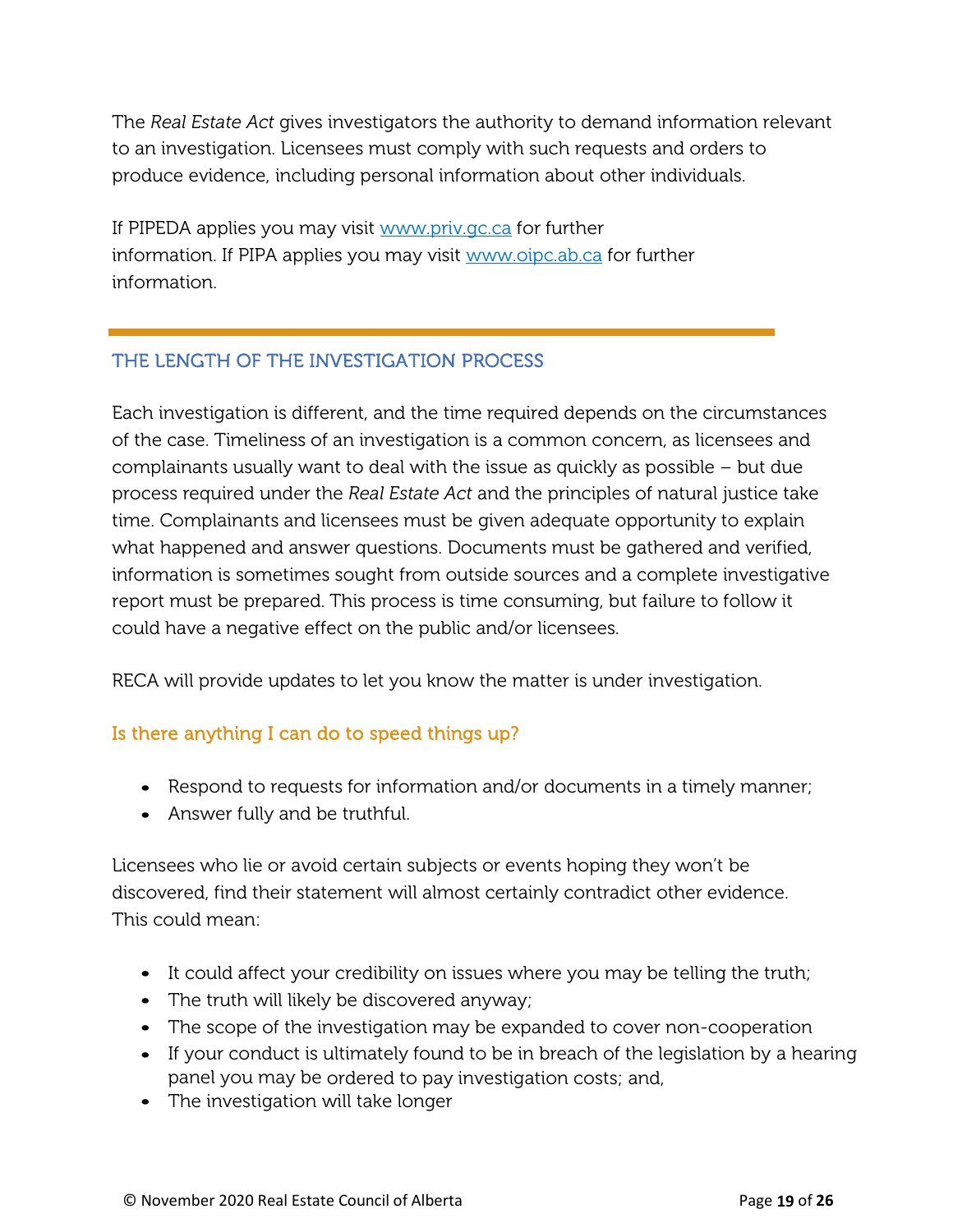The *Real Estate Act* gives investigators the authority to demand information relevant to an investigation. Licensees must comply with such requests and orders to produce evidence, including personal information about other individuals.

If PIPEDA applies you may visit [www.priv.gc.ca](http://www.priv.gc.ca) for further information. If PIPA applies you may visit [www.oipc.ab.ca](http://www.oipc.ab.ca) for further information.

## THE LENGTH OF THE INVESTIGATION PROCESS

Each investigation is different, and the time required depends on the circumstances of the case. Timeliness of an investigation is a common concern, as licensees and complainants usually want to deal with the issue as quickly as possible – but due process required under the *Real Estate Act* and the principles of natural justice take time. Complainants and licensees must be given adequate opportunity to explain what happened and answer questions. Documents must be gathered and verified, information is sometimes sought from outside sources and a complete investigative report must be prepared. This process is time consuming, but failure to follow it could have a negative effect on the public and/or licensees.

RECA will provide updates to let you know the matter is under investigation.

### Is there anything I can do to speed things up?

- Respond to requests for information and/or documents in a timely manner;
- Answer fully and be truthful.

Licensees who lie or avoid certain subjects or events hoping they won't be discovered, find their statement will almost certainly contradict other evidence. This could mean:

- It could affect your credibility on issues where you may be telling the truth;
- The truth will likely be discovered anyway;
- The scope of the investigation may be expanded to cover non-cooperation
- If your conduct is ultimately found to be in breach of the legislation by a hearing panel you may be ordered to pay investigation costs; and,
- The investigation will take longer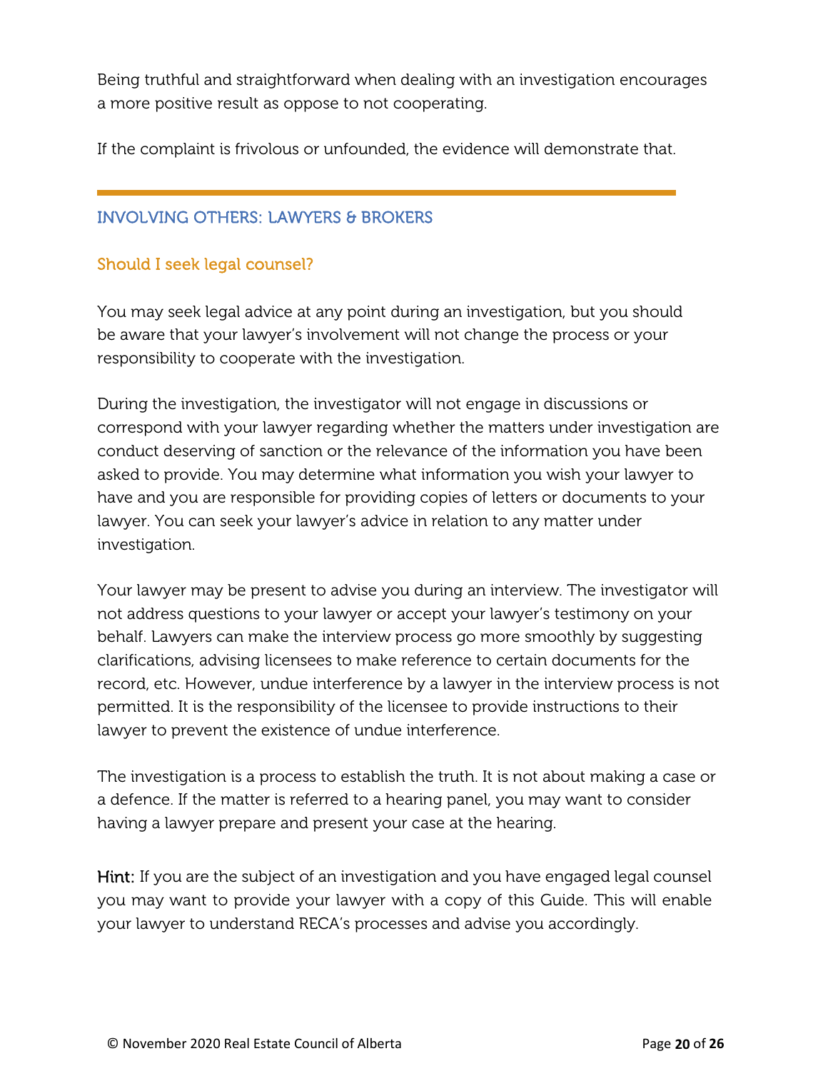Being truthful and straightforward when dealing with an investigation encourages a more positive result as oppose to not cooperating.

If the complaint is frivolous or unfounded, the evidence will demonstrate that.

---

## INVOLVING OTHERS: LAWYERS & BROKERS

### Should I seek legal counsel?

You may seek legal advice at any point during an investigation, but you should be aware that your lawyer's involvement will not change the process or your responsibility to cooperate with the investigation.

During the investigation, the investigator will not engage in discussions or correspond with your lawyer regarding whether the matters under investigation are conduct deserving of sanction or the relevance of the information you have been asked to provide. You may determine what information you wish your lawyer to have and you are responsible for providing copies of letters or documents to your lawyer. You can seek your lawyer's advice in relation to any matter under investigation.

Your lawyer may be present to advise you during an interview. The investigator will not address questions to your lawyer or accept your lawyer's testimony on your behalf. Lawyers can make the interview process go more smoothly by suggesting clarifications, advising licensees to make reference to certain documents for the record, etc. However, undue interference by a lawyer in the interview process is not permitted. It is the responsibility of the licensee to provide instructions to their lawyer to prevent the existence of undue interference.

The investigation is a process to establish the truth. It is not about making a case or a defence. If the matter is referred to a hearing panel, you may want to consider having a lawyer prepare and present your case at the hearing.

**Hint:** If you are the subject of an investigation and you have engaged legal counsel you may want to provide your lawyer with a copy of this Guide. This will enable your lawyer to understand RECA's processes and advise you accordingly.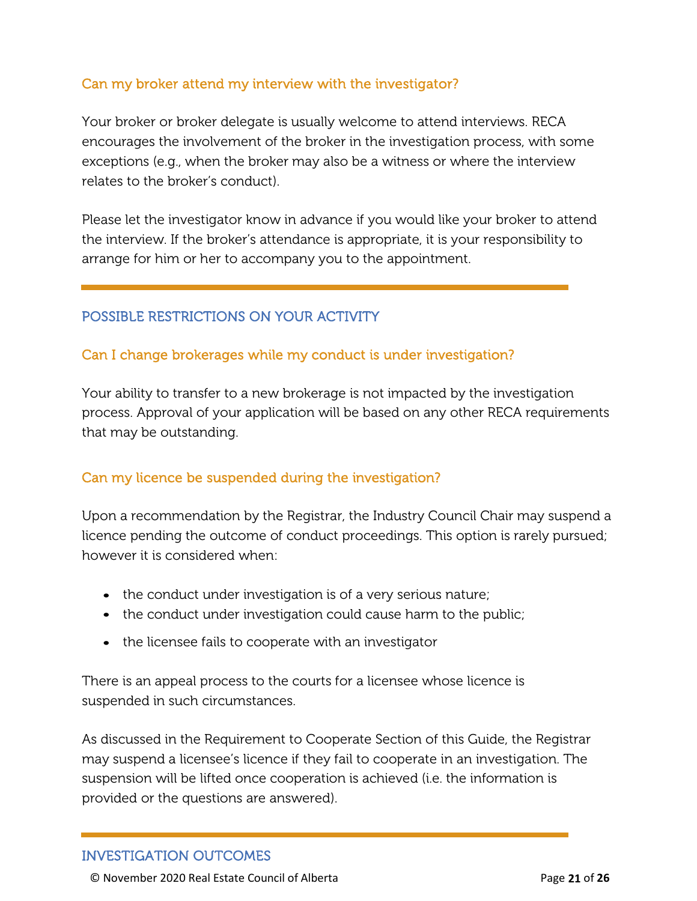### Can my broker attend my interview with the investigator?

Your broker or broker delegate is usually welcome to attend interviews. RECA encourages the involvement of the broker in the investigation process, with some exceptions (e.g., when the broker may also be a witness or where the interview relates to the broker's conduct).

Please let the investigator know in advance if you would like your broker to attend the interview. If the broker's attendance is appropriate, it is your responsibility to arrange for him or her to accompany you to the appointment.

---

## POSSIBLE RESTRICTIONS ON YOUR ACTIVITY

### Can I change brokerages while my conduct is under investigation?

Your ability to transfer to a new brokerage is not impacted by the investigation process. Approval of your application will be based on any other RECA requirements that may be outstanding.

### Can my licence be suspended during the investigation?

Upon a recommendation by the Registrar, the Industry Council Chair may suspend a licence pending the outcome of conduct proceedings. This option is rarely pursued; however it is considered when:

- the conduct under investigation is of a very serious nature;
- the conduct under investigation could cause harm to the public;
- the licensee fails to cooperate with an investigator

There is an appeal process to the courts for a licensee whose licence is suspended in such circumstances.

As discussed in the Requirement to Cooperate Section of this Guide, the Registrar may suspend a licensee's licence if they fail to cooperate in an investigation. The suspension will be lifted once cooperation is achieved (i.e. the information is provided or the questions are answered).

---

## INVESTIGATION OUTCOMES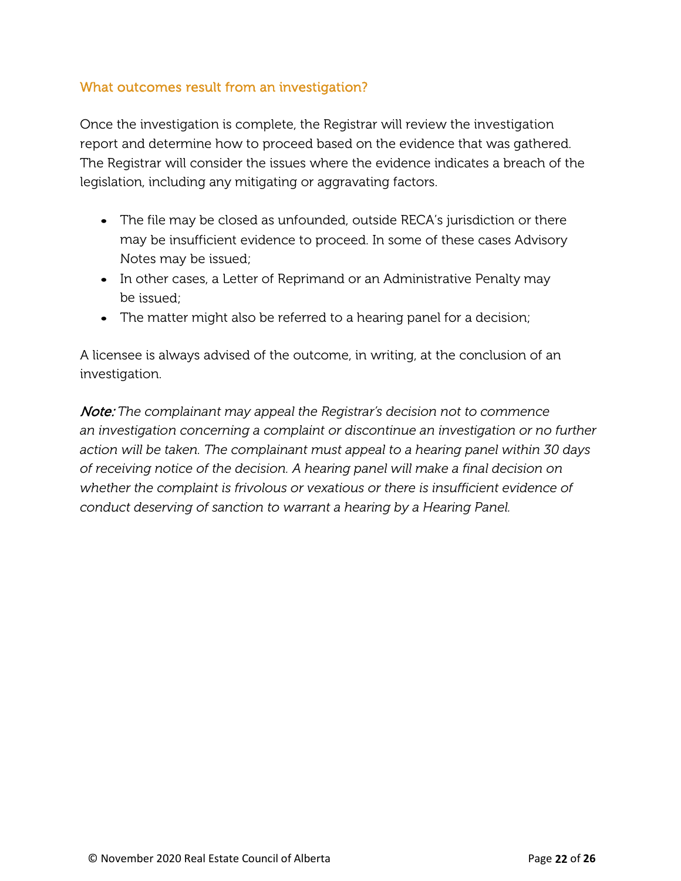### What outcomes result from an investigation?

Once the investigation is complete, the Registrar will review the investigation report and determine how to proceed based on the evidence that was gathered. The Registrar will consider the issues where the evidence indicates a breach of the legislation, including any mitigating or aggravating factors.

- The file may be closed as unfounded, outside RECA's jurisdiction or there may be insufficient evidence to proceed. In some of these cases Advisory Notes may be issued;
- In other cases, a Letter of Reprimand or an Administrative Penalty may be issued;
- The matter might also be referred to a hearing panel for a decision;

A licensee is always advised of the outcome, in writing, at the conclusion of an investigation.

***Note:*** *The complainant may appeal the Registrar's decision not to commence an investigation concerning a complaint or discontinue an investigation or no further action will be taken. The complainant must appeal to a hearing panel within 30 days of receiving notice of the decision. A hearing panel will make a final decision on whether the complaint is frivolous or vexatious or there is insufficient evidence of conduct deserving of sanction to warrant a hearing by a Hearing Panel.*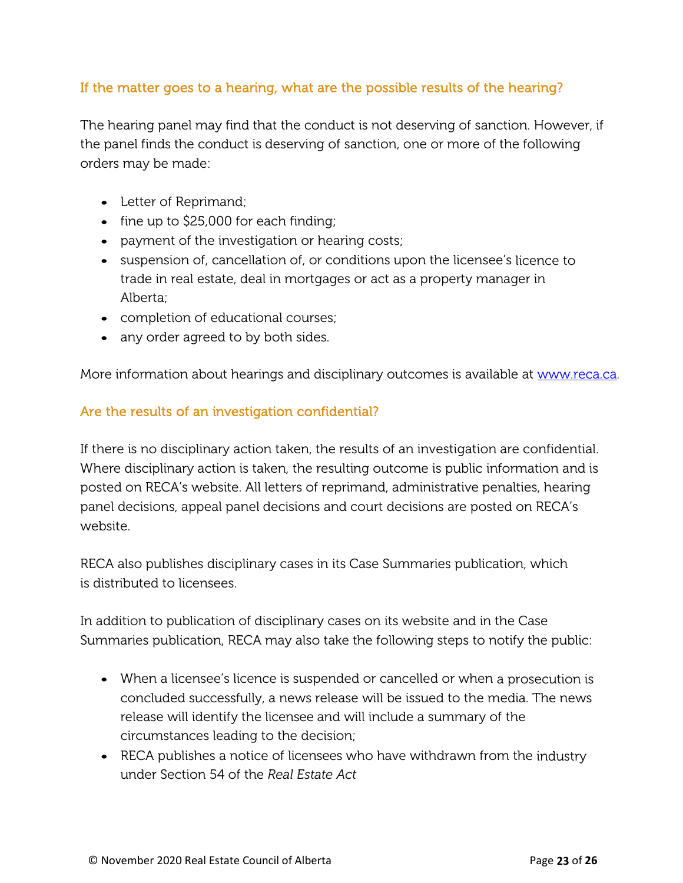### If the matter goes to a hearing, what are the possible results of the hearing?

The hearing panel may find that the conduct is not deserving of sanction. However, if the panel finds the conduct is deserving of sanction, one or more of the following orders may be made:

- Letter of Reprimand;
- fine up to $25,000 for each finding;
- payment of the investigation or hearing costs;
- suspension of, cancellation of, or conditions upon the licensee's licence to trade in real estate, deal in mortgages or act as a property manager in Alberta;
- completion of educational courses;
- any order agreed to by both sides.

More information about hearings and disciplinary outcomes is available at [www.reca.ca](http://www.reca.ca).

### Are the results of an investigation confidential?

If there is no disciplinary action taken, the results of an investigation are confidential. Where disciplinary action is taken, the resulting outcome is public information and is posted on RECA's website. All letters of reprimand, administrative penalties, hearing panel decisions, appeal panel decisions and court decisions are posted on RECA's website.

RECA also publishes disciplinary cases in its Case Summaries publication, which is distributed to licensees.

In addition to publication of disciplinary cases on its website and in the Case Summaries publication, RECA may also take the following steps to notify the public:

- When a licensee's licence is suspended or cancelled or when a prosecution is concluded successfully, a news release will be issued to the media. The news release will identify the licensee and will include a summary of the circumstances leading to the decision;
- RECA publishes a notice of licensees who have withdrawn from the industry under Section 54 of the *Real Estate Act*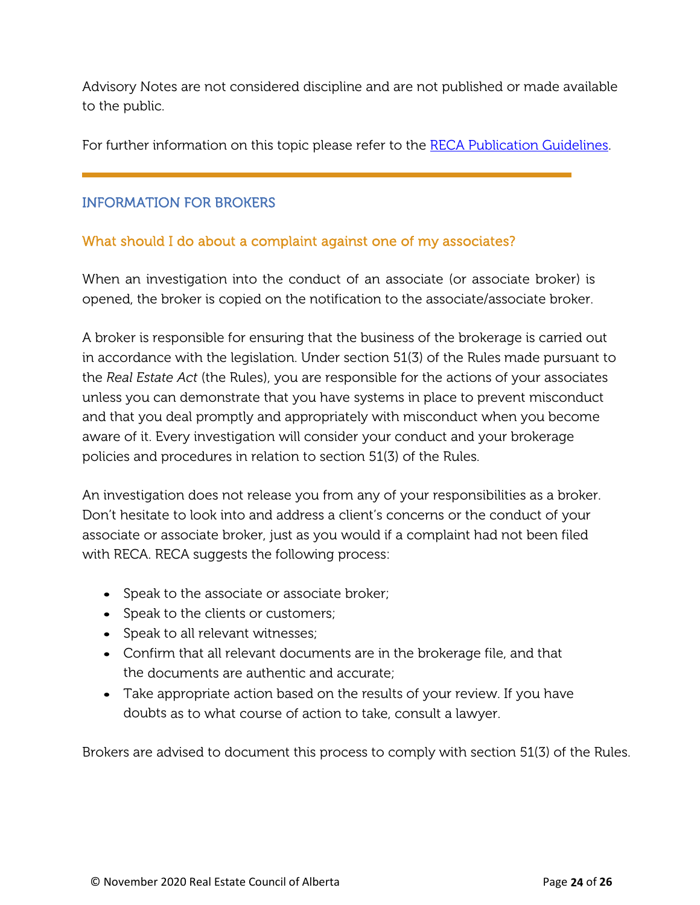Advisory Notes are not considered discipline and are not published or made available to the public.

For further information on this topic please refer to the [RECA Publication Guidelines](RECA Publication Guidelines).

---

## INFORMATION FOR BROKERS

### What should I do about a complaint against one of my associates?

When an investigation into the conduct of an associate (or associate broker) is opened, the broker is copied on the notification to the associate/associate broker.

A broker is responsible for ensuring that the business of the brokerage is carried out in accordance with the legislation. Under section 51(3) of the Rules made pursuant to the *Real Estate Act* (the Rules), you are responsible for the actions of your associates unless you can demonstrate that you have systems in place to prevent misconduct and that you deal promptly and appropriately with misconduct when you become aware of it. Every investigation will consider your conduct and your brokerage policies and procedures in relation to section 51(3) of the Rules.

An investigation does not release you from any of your responsibilities as a broker. Don't hesitate to look into and address a client's concerns or the conduct of your associate or associate broker, just as you would if a complaint had not been filed with RECA. RECA suggests the following process:

- Speak to the associate or associate broker;
- Speak to the clients or customers;
- Speak to all relevant witnesses;
- Confirm that all relevant documents are in the brokerage file, and that the documents are authentic and accurate;
- Take appropriate action based on the results of your review. If you have doubts as to what course of action to take, consult a lawyer.

Brokers are advised to document this process to comply with section 51(3) of the Rules.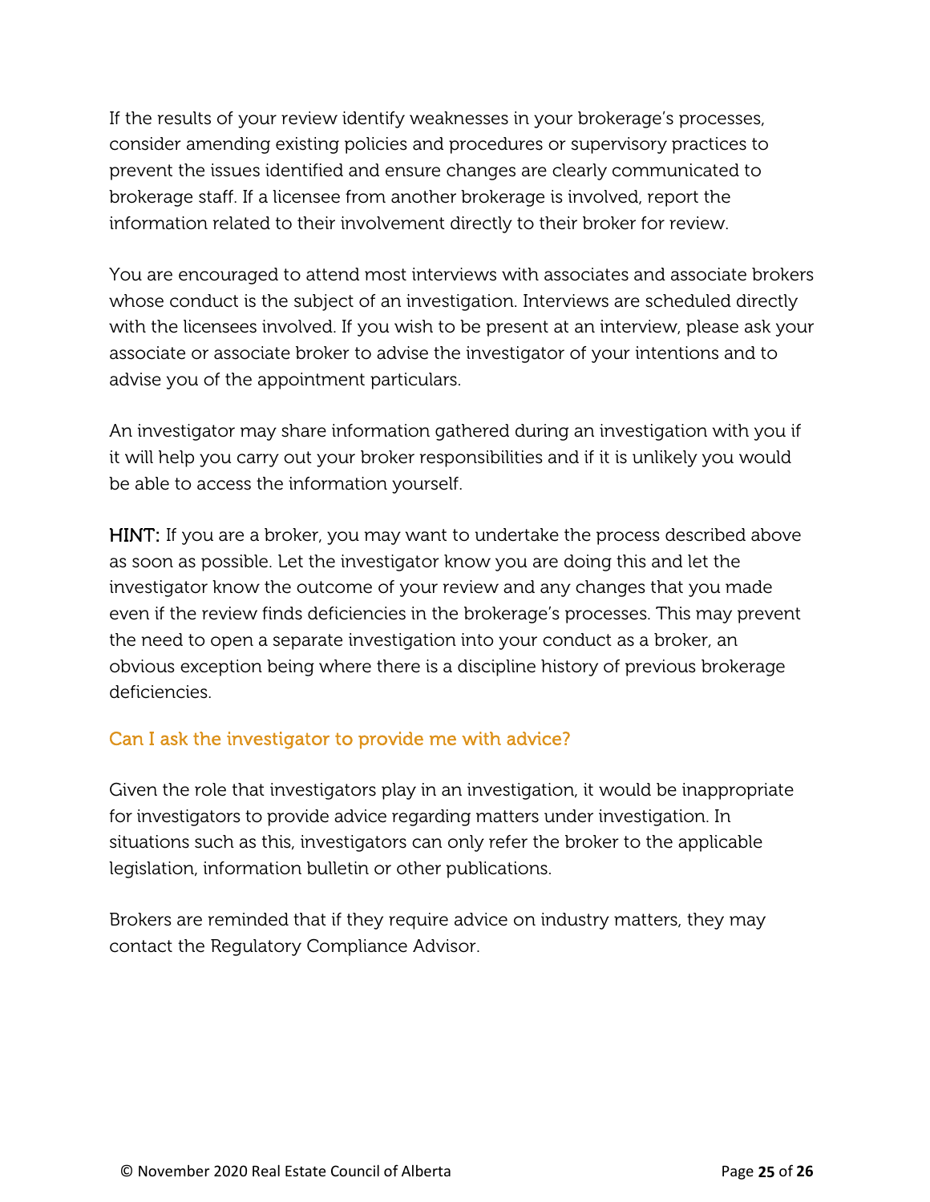If the results of your review identify weaknesses in your brokerage's processes, consider amending existing policies and procedures or supervisory practices to prevent the issues identified and ensure changes are clearly communicated to brokerage staff. If a licensee from another brokerage is involved, report the information related to their involvement directly to their broker for review.

You are encouraged to attend most interviews with associates and associate brokers whose conduct is the subject of an investigation. Interviews are scheduled directly with the licensees involved. If you wish to be present at an interview, please ask your associate or associate broker to advise the investigator of your intentions and to advise you of the appointment particulars.

An investigator may share information gathered during an investigation with you if it will help you carry out your broker responsibilities and if it is unlikely you would be able to access the information yourself.

**HINT:** If you are a broker, you may want to undertake the process described above as soon as possible. Let the investigator know you are doing this and let the investigator know the outcome of your review and any changes that you made even if the review finds deficiencies in the brokerage's processes. This may prevent the need to open a separate investigation into your conduct as a broker, an obvious exception being where there is a discipline history of previous brokerage deficiencies.

### Can I ask the investigator to provide me with advice?

Given the role that investigators play in an investigation, it would be inappropriate for investigators to provide advice regarding matters under investigation. In situations such as this, investigators can only refer the broker to the applicable legislation, information bulletin or other publications.

Brokers are reminded that if they require advice on industry matters, they may contact the Regulatory Compliance Advisor.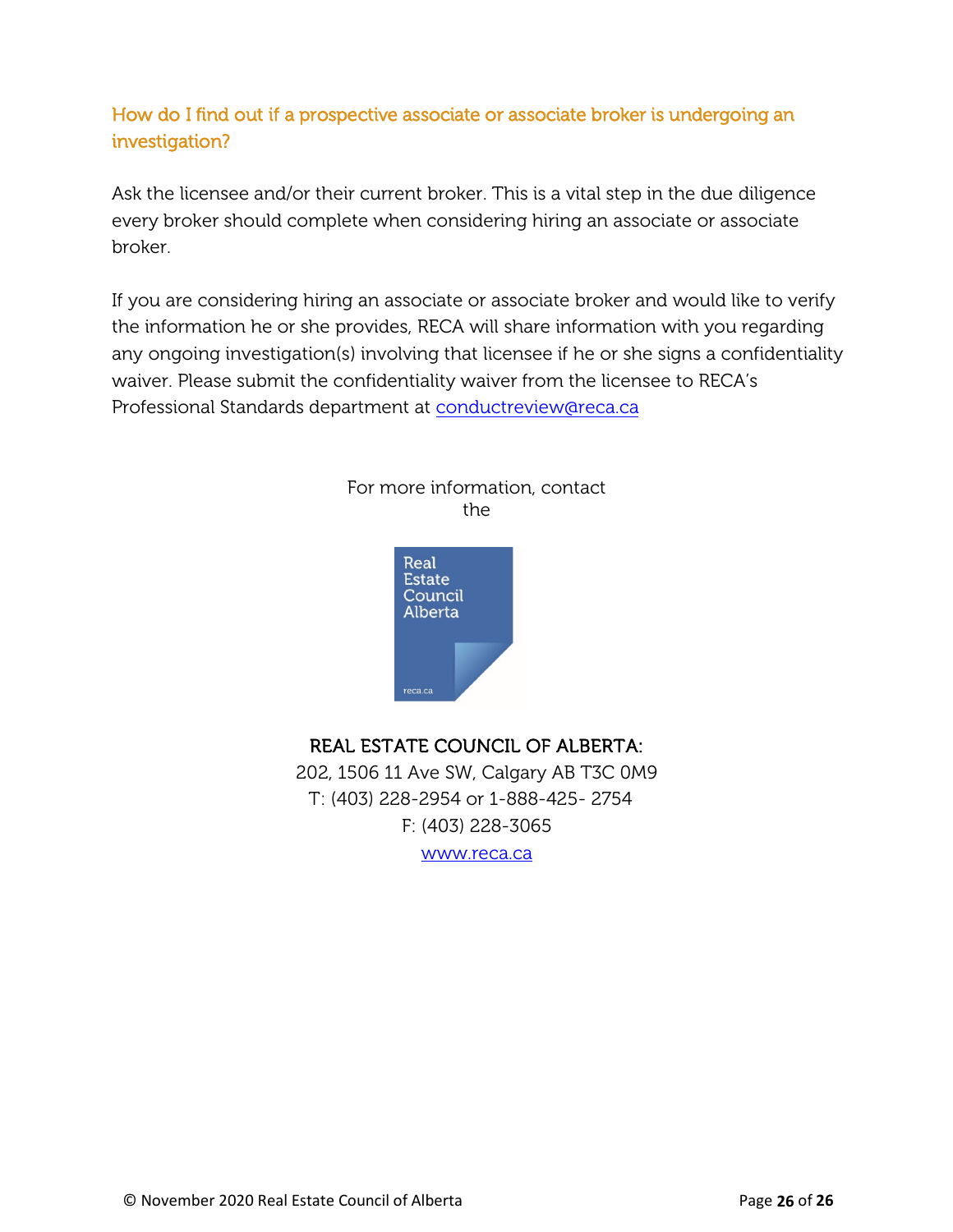### How do I find out if a prospective associate or associate broker is undergoing an investigation?

Ask the licensee and/or their current broker. This is a vital step in the due diligence every broker should complete when considering hiring an associate or associate broker.

If you are considering hiring an associate or associate broker and would like to verify the information he or she provides, RECA will share information with you regarding any ongoing investigation(s) involving that licensee if he or she signs a confidentiality waiver. Please submit the confidentiality waiver from the licensee to RECA's Professional Standards department at conductreview@reca.ca

For more information, contact the

Real Estate Council Alberta

reca.ca

REAL ESTATE COUNCIL OF ALBERTA:

202, 1506 11 Ave SW, Calgary AB T3C 0M9

T: (403) 228-2954 or 1-888-425- 2754

F: (403) 228-3065

www.reca.ca

© November 2020 Real Estate Council of Alberta